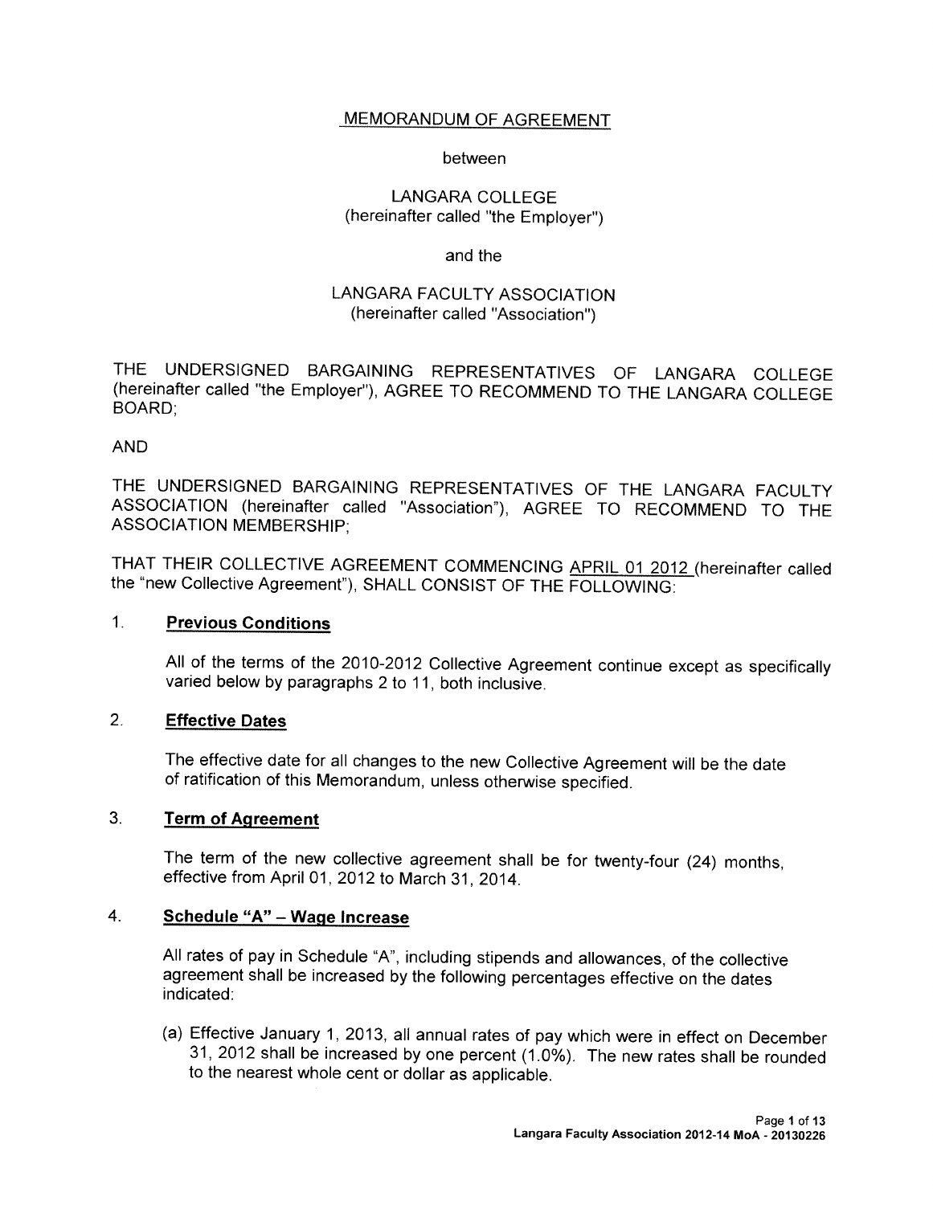# MEMORANDUM OF AGREEMENT

between

LANGARA COLLEGE
(hereinafter called "the Employer")

and the

LANGARA FACULTY ASSOCIATION
(hereinafter called "Association")

THE UNDERSIGNED BARGAINING REPRESENTATIVES OF LANGARA COLLEGE (hereinafter called "the Employer"), AGREE TO RECOMMEND TO THE LANGARA COLLEGE BOARD;

AND

THE UNDERSIGNED BARGAINING REPRESENTATIVES OF THE LANGARA FACULTY ASSOCIATION (hereinafter called "Association"), AGREE TO RECOMMEND TO THE ASSOCIATION MEMBERSHIP;

THAT THEIR COLLECTIVE AGREEMENT COMMENCING APRIL 01 2012 (hereinafter called the "new Collective Agreement"), SHALL CONSIST OF THE FOLLOWING:

## 1. Previous Conditions

All of the terms of the 2010-2012 Collective Agreement continue except as specifically varied below by paragraphs 2 to 11, both inclusive.

## 2. Effective Dates

The effective date for all changes to the new Collective Agreement will be the date of ratification of this Memorandum, unless otherwise specified.

## 3. Term of Agreement

The term of the new collective agreement shall be for twenty-four (24) months, effective from April 01, 2012 to March 31, 2014.

## 4. Schedule "A" – Wage Increase

All rates of pay in Schedule "A", including stipends and allowances, of the collective agreement shall be increased by the following percentages effective on the dates indicated:

(a) Effective January 1, 2013, all annual rates of pay which were in effect on December 31, 2012 shall be increased by one percent (1.0%). The new rates shall be rounded to the nearest whole cent or dollar as applicable.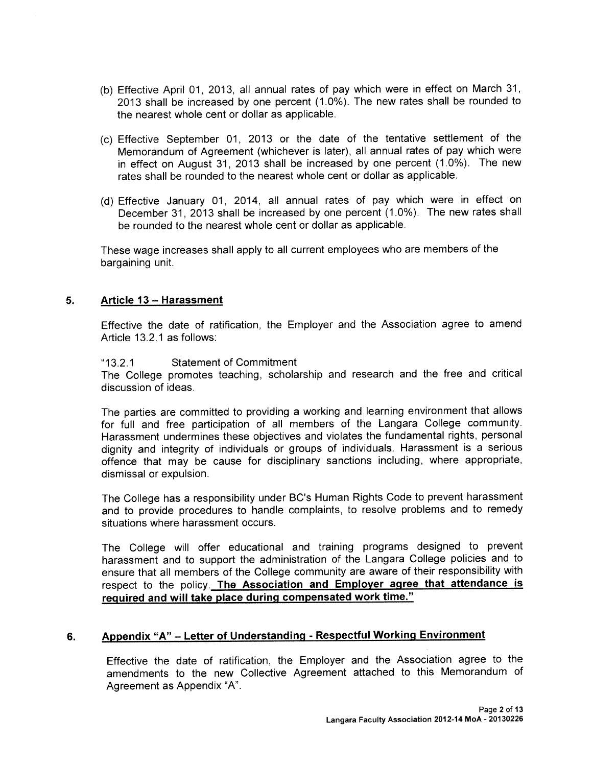(b) Effective April 01, 2013, all annual rates of pay which were in effect on March 31, 2013 shall be increased by one percent (1.0%). The new rates shall be rounded to the nearest whole cent or dollar as applicable.

(c) Effective September 01, 2013 or the date of the tentative settlement of the Memorandum of Agreement (whichever is later), all annual rates of pay which were in effect on August 31, 2013 shall be increased by one percent (1.0%). The new rates shall be rounded to the nearest whole cent or dollar as applicable.

(d) Effective January 01, 2014, all annual rates of pay which were in effect on December 31, 2013 shall be increased by one percent (1.0%). The new rates shall be rounded to the nearest whole cent or dollar as applicable.

These wage increases shall apply to all current employees who are members of the bargaining unit.

## 5. Article 13 – Harassment

Effective the date of ratification, the Employer and the Association agree to amend Article 13.2.1 as follows:

"13.2.1 Statement of Commitment
The College promotes teaching, scholarship and research and the free and critical discussion of ideas.

The parties are committed to providing a working and learning environment that allows for full and free participation of all members of the Langara College community. Harassment undermines these objectives and violates the fundamental rights, personal dignity and integrity of individuals or groups of individuals. Harassment is a serious offence that may be cause for disciplinary sanctions including, where appropriate, dismissal or expulsion.

The College has a responsibility under BC's Human Rights Code to prevent harassment and to provide procedures to handle complaints, to resolve problems and to remedy situations where harassment occurs.

The College will offer educational and training programs designed to prevent harassment and to support the administration of the Langara College policies and to ensure that all members of the College community are aware of their responsibility with respect to the policy. **The Association and Employer agree that attendance is required and will take place during compensated work time."**

## 6. Appendix "A" – Letter of Understanding - Respectful Working Environment

Effective the date of ratification, the Employer and the Association agree to the amendments to the new Collective Agreement attached to this Memorandum of Agreement as Appendix "A".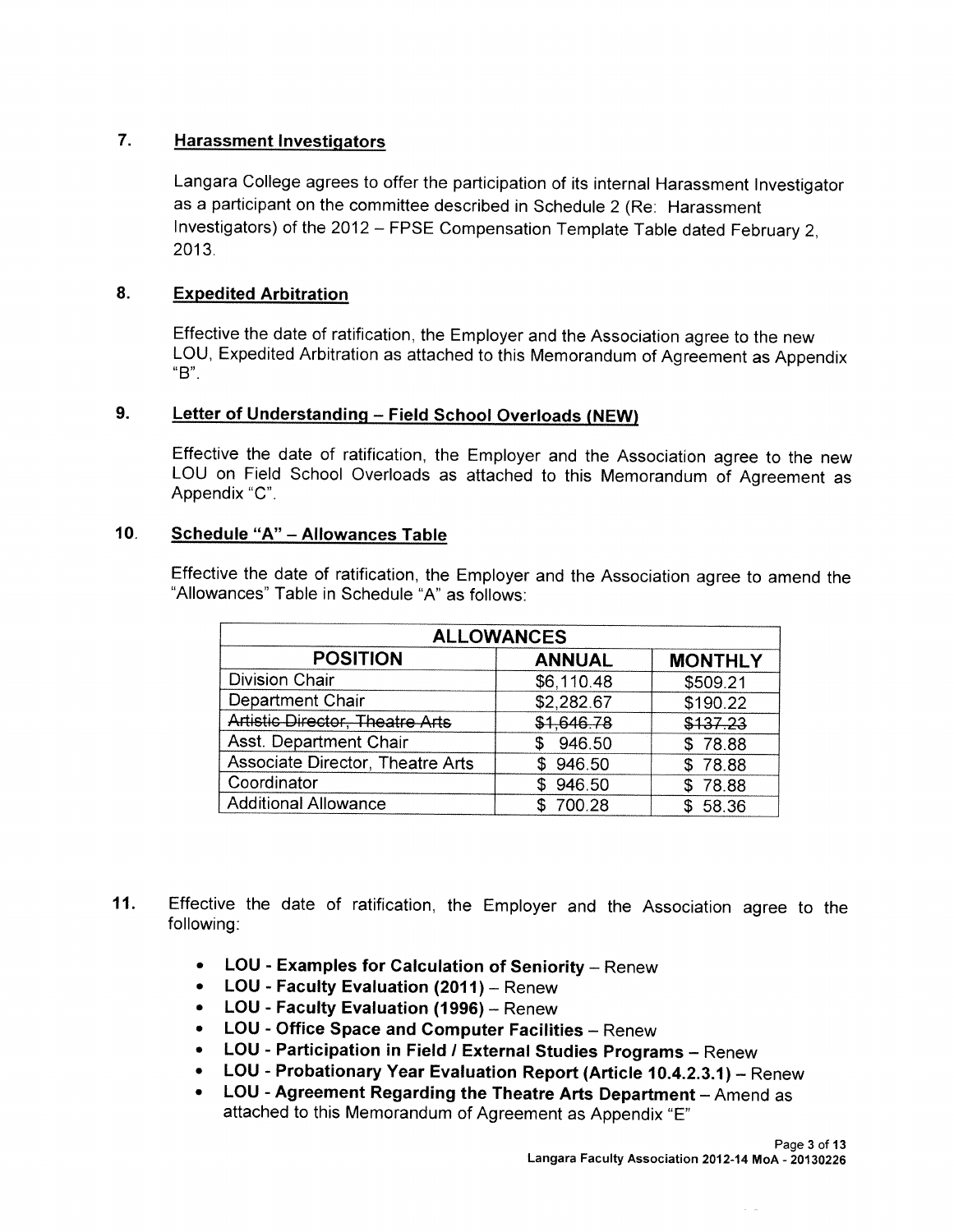## 7. Harassment Investigators

Langara College agrees to offer the participation of its internal Harassment Investigator as a participant on the committee described in Schedule 2 (Re: Harassment Investigators) of the 2012 – FPSE Compensation Template Table dated February 2, 2013.

## 8. Expedited Arbitration

Effective the date of ratification, the Employer and the Association agree to the new LOU, Expedited Arbitration as attached to this Memorandum of Agreement as Appendix "B".

## 9. Letter of Understanding – Field School Overloads (NEW)

Effective the date of ratification, the Employer and the Association agree to the new LOU on Field School Overloads as attached to this Memorandum of Agreement as Appendix "C".

## 10. Schedule "A" – Allowances Table

Effective the date of ratification, the Employer and the Association agree to amend the "Allowances" Table in Schedule "A" as follows:

| ALLOWANCES | | |
|---|---|---|
| **POSITION** | **ANNUAL** | **MONTHLY** |
| Division Chair | $6,110.48 | $509.21 |
| Department Chair | $2,282.67 | $190.22 |
| ~~Artistic Director, Theatre Arts~~ | ~~$1,646.78~~ | ~~$137.23~~ |
| Asst. Department Chair | $ 946.50 | $ 78.88 |
| Associate Director, Theatre Arts | $ 946.50 | $ 78.88 |
| Coordinator | $ 946.50 | $ 78.88 |
| Additional Allowance | $ 700.28 | $ 58.36 |

## 11.

Effective the date of ratification, the Employer and the Association agree to the following:

- **LOU - Examples for Calculation of Seniority** – Renew
- **LOU - Faculty Evaluation (2011)** – Renew
- **LOU - Faculty Evaluation (1996)** – Renew
- **LOU - Office Space and Computer Facilities** – Renew
- **LOU - Participation in Field / External Studies Programs** – Renew
- **LOU - Probationary Year Evaluation Report (Article 10.4.2.3.1)** – Renew
- **LOU - Agreement Regarding the Theatre Arts Department** – Amend as attached to this Memorandum of Agreement as Appendix "E"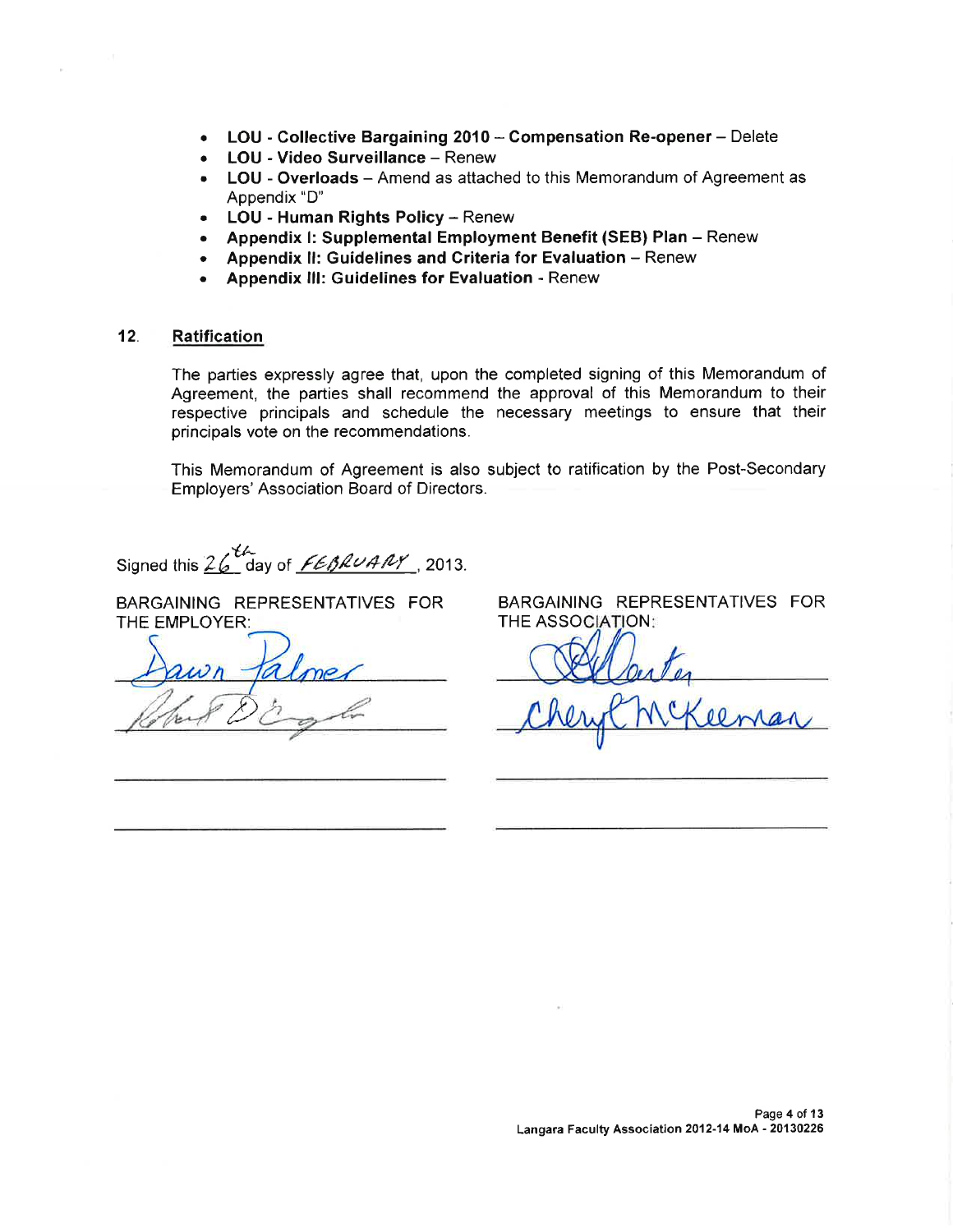- **LOU - Collective Bargaining 2010 – Compensation Re-opener** – Delete
- **LOU - Video Surveillance** – Renew
- **LOU - Overloads** – Amend as attached to this Memorandum of Agreement as Appendix "D"
- **LOU - Human Rights Policy** – Renew
- **Appendix I: Supplemental Employment Benefit (SEB) Plan** – Renew
- **Appendix II: Guidelines and Criteria for Evaluation** – Renew
- **Appendix III: Guidelines for Evaluation** - Renew

## 12. Ratification

The parties expressly agree that, upon the completed signing of this Memorandum of Agreement, the parties shall recommend the approval of this Memorandum to their respective principals and schedule the necessary meetings to ensure that their principals vote on the recommendations.

This Memorandum of Agreement is also subject to ratification by the Post-Secondary Employers' Association Board of Directors.

Signed this 26th day of FEBRUARY, 2013.

BARGAINING REPRESENTATIVES FOR THE EMPLOYER:

Dawn Palmer

Robert D Engle

BARGAINING REPRESENTATIVES FOR THE ASSOCIATION:

[signature]

Cheryl McKeeman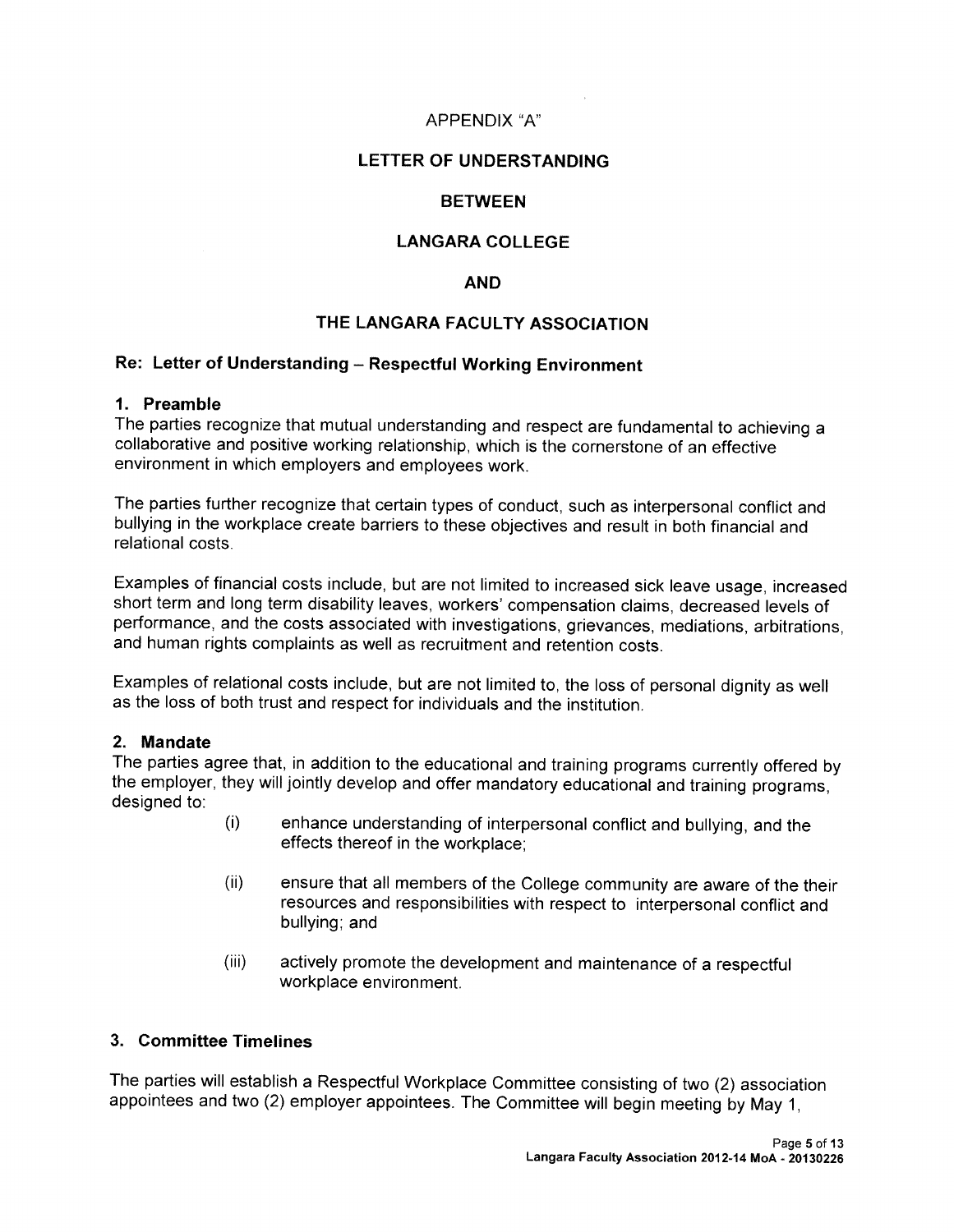APPENDIX "A"

**LETTER OF UNDERSTANDING**

**BETWEEN**

**LANGARA COLLEGE**

**AND**

**THE LANGARA FACULTY ASSOCIATION**

**Re: Letter of Understanding – Respectful Working Environment**

### 1. Preamble

The parties recognize that mutual understanding and respect are fundamental to achieving a collaborative and positive working relationship, which is the cornerstone of an effective environment in which employers and employees work.

The parties further recognize that certain types of conduct, such as interpersonal conflict and bullying in the workplace create barriers to these objectives and result in both financial and relational costs.

Examples of financial costs include, but are not limited to increased sick leave usage, increased short term and long term disability leaves, workers' compensation claims, decreased levels of performance, and the costs associated with investigations, grievances, mediations, arbitrations, and human rights complaints as well as recruitment and retention costs.

Examples of relational costs include, but are not limited to, the loss of personal dignity as well as the loss of both trust and respect for individuals and the institution.

### 2. Mandate

The parties agree that, in addition to the educational and training programs currently offered by the employer, they will jointly develop and offer mandatory educational and training programs, designed to:

(i) enhance understanding of interpersonal conflict and bullying, and the effects thereof in the workplace;

(ii) ensure that all members of the College community are aware of the their resources and responsibilities with respect to interpersonal conflict and bullying; and

(iii) actively promote the development and maintenance of a respectful workplace environment.

### 3. Committee Timelines

The parties will establish a Respectful Workplace Committee consisting of two (2) association appointees and two (2) employer appointees. The Committee will begin meeting by May 1,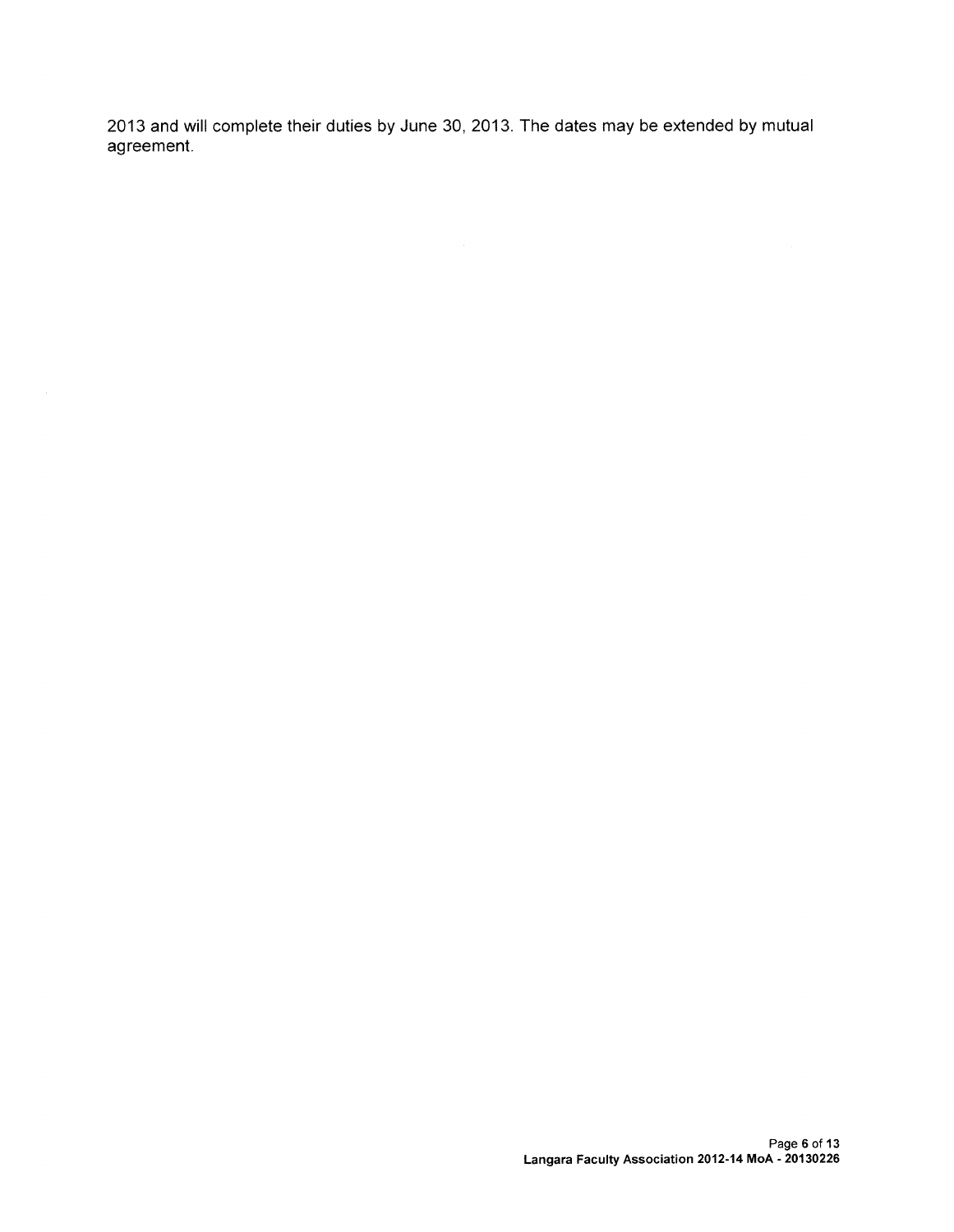2013 and will complete their duties by June 30, 2013. The dates may be extended by mutual agreement.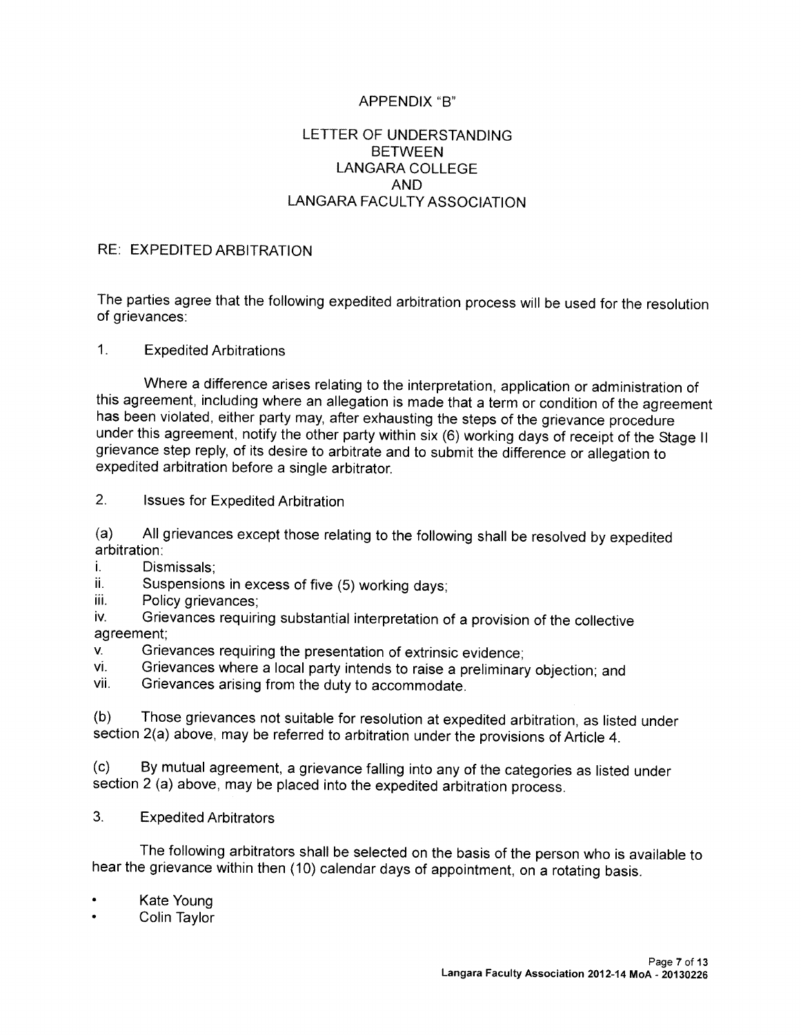# APPENDIX "B"

## LETTER OF UNDERSTANDING BETWEEN LANGARA COLLEGE AND LANGARA FACULTY ASSOCIATION

RE: EXPEDITED ARBITRATION

The parties agree that the following expedited arbitration process will be used for the resolution of grievances:

1. Expedited Arbitrations

Where a difference arises relating to the interpretation, application or administration of this agreement, including where an allegation is made that a term or condition of the agreement has been violated, either party may, after exhausting the steps of the grievance procedure under this agreement, notify the other party within six (6) working days of receipt of the Stage II grievance step reply, of its desire to arbitrate and to submit the difference or allegation to expedited arbitration before a single arbitrator.

2. Issues for Expedited Arbitration

(a) All grievances except those relating to the following shall be resolved by expedited arbitration:

i. Dismissals;
ii. Suspensions in excess of five (5) working days;
iii. Policy grievances;
iv. Grievances requiring substantial interpretation of a provision of the collective agreement;
v. Grievances requiring the presentation of extrinsic evidence;
vi. Grievances where a local party intends to raise a preliminary objection; and
vii. Grievances arising from the duty to accommodate.

(b) Those grievances not suitable for resolution at expedited arbitration, as listed under section 2(a) above, may be referred to arbitration under the provisions of Article 4.

(c) By mutual agreement, a grievance falling into any of the categories as listed under section 2 (a) above, may be placed into the expedited arbitration process.

3. Expedited Arbitrators

The following arbitrators shall be selected on the basis of the person who is available to hear the grievance within then (10) calendar days of appointment, on a rotating basis.

- Kate Young
- Colin Taylor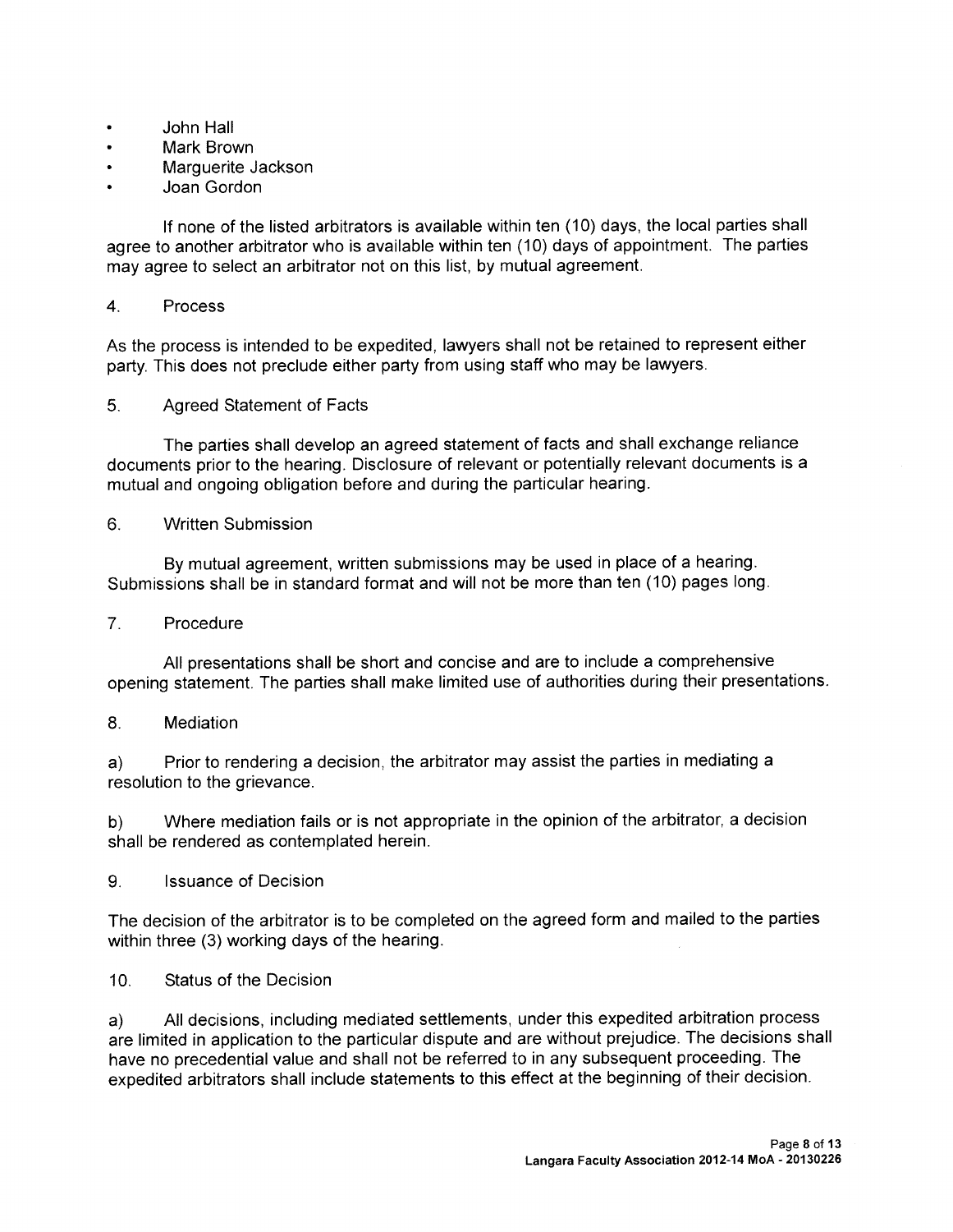- John Hall
- Mark Brown
- Marguerite Jackson
- Joan Gordon

If none of the listed arbitrators is available within ten (10) days, the local parties shall agree to another arbitrator who is available within ten (10) days of appointment. The parties may agree to select an arbitrator not on this list, by mutual agreement.

4. Process

As the process is intended to be expedited, lawyers shall not be retained to represent either party. This does not preclude either party from using staff who may be lawyers.

5. Agreed Statement of Facts

The parties shall develop an agreed statement of facts and shall exchange reliance documents prior to the hearing. Disclosure of relevant or potentially relevant documents is a mutual and ongoing obligation before and during the particular hearing.

6. Written Submission

By mutual agreement, written submissions may be used in place of a hearing. Submissions shall be in standard format and will not be more than ten (10) pages long.

7. Procedure

All presentations shall be short and concise and are to include a comprehensive opening statement. The parties shall make limited use of authorities during their presentations.

8. Mediation

a) Prior to rendering a decision, the arbitrator may assist the parties in mediating a resolution to the grievance.

b) Where mediation fails or is not appropriate in the opinion of the arbitrator, a decision shall be rendered as contemplated herein.

9. Issuance of Decision

The decision of the arbitrator is to be completed on the agreed form and mailed to the parties within three (3) working days of the hearing.

10. Status of the Decision

a) All decisions, including mediated settlements, under this expedited arbitration process are limited in application to the particular dispute and are without prejudice. The decisions shall have no precedential value and shall not be referred to in any subsequent proceeding. The expedited arbitrators shall include statements to this effect at the beginning of their decision.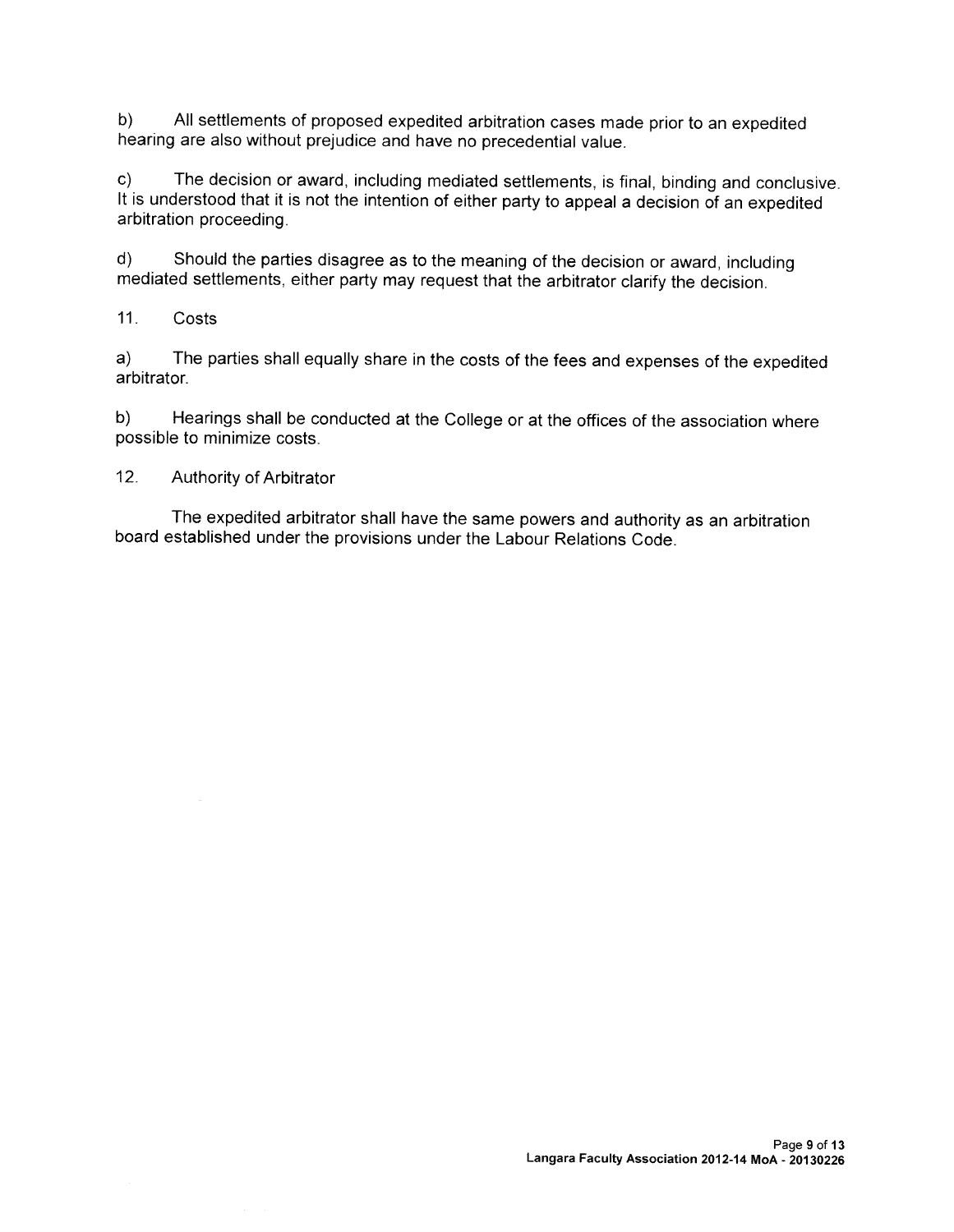b) All settlements of proposed expedited arbitration cases made prior to an expedited hearing are also without prejudice and have no precedential value.

c) The decision or award, including mediated settlements, is final, binding and conclusive. It is understood that it is not the intention of either party to appeal a decision of an expedited arbitration proceeding.

d) Should the parties disagree as to the meaning of the decision or award, including mediated settlements, either party may request that the arbitrator clarify the decision.

11. Costs

a) The parties shall equally share in the costs of the fees and expenses of the expedited arbitrator.

b) Hearings shall be conducted at the College or at the offices of the association where possible to minimize costs.

12. Authority of Arbitrator

The expedited arbitrator shall have the same powers and authority as an arbitration board established under the provisions under the Labour Relations Code.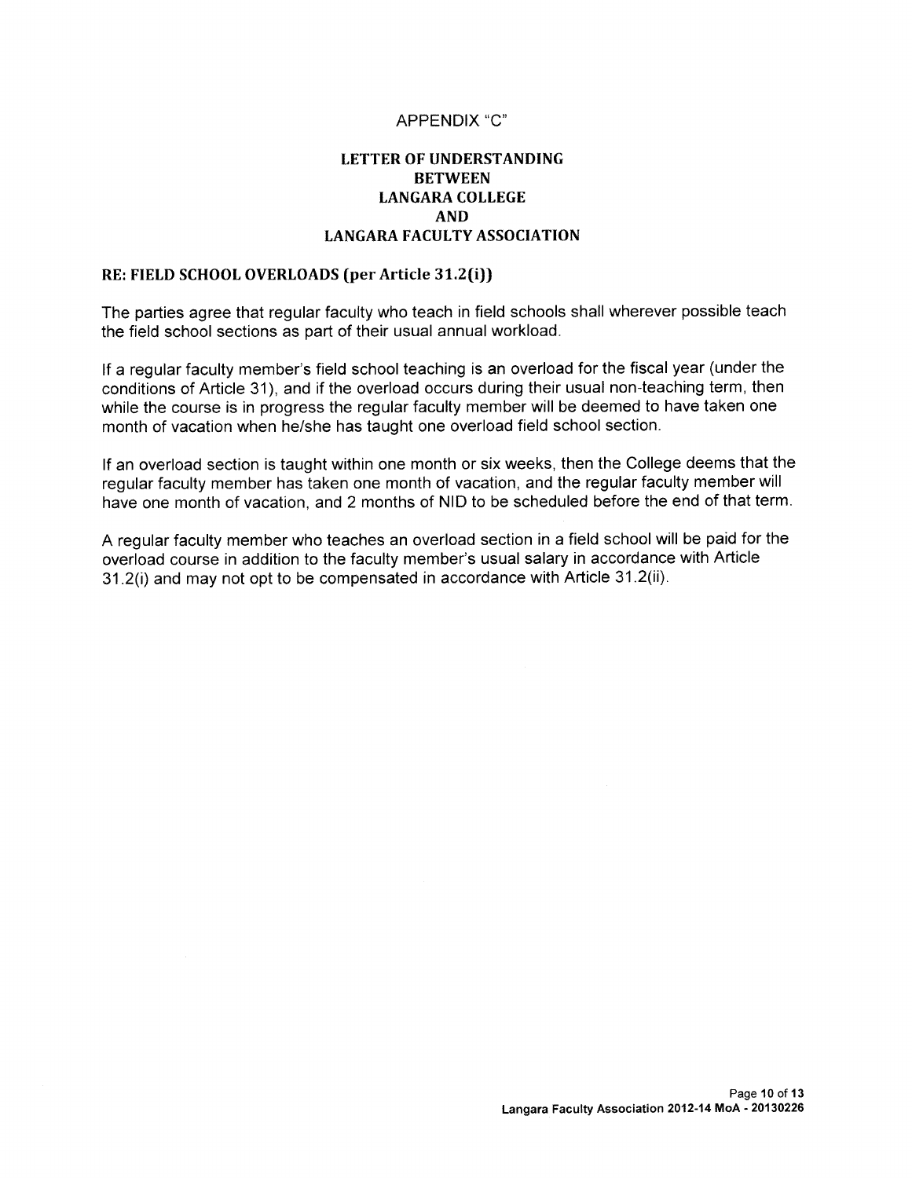# APPENDIX "C"

## LETTER OF UNDERSTANDING BETWEEN LANGARA COLLEGE AND LANGARA FACULTY ASSOCIATION

### RE: FIELD SCHOOL OVERLOADS (per Article 31.2(i))

The parties agree that regular faculty who teach in field schools shall wherever possible teach the field school sections as part of their usual annual workload.

If a regular faculty member's field school teaching is an overload for the fiscal year (under the conditions of Article 31), and if the overload occurs during their usual non-teaching term, then while the course is in progress the regular faculty member will be deemed to have taken one month of vacation when he/she has taught one overload field school section.

If an overload section is taught within one month or six weeks, then the College deems that the regular faculty member has taken one month of vacation, and the regular faculty member will have one month of vacation, and 2 months of NID to be scheduled before the end of that term.

A regular faculty member who teaches an overload section in a field school will be paid for the overload course in addition to the faculty member's usual salary in accordance with Article 31.2(i) and may not opt to be compensated in accordance with Article 31.2(ii).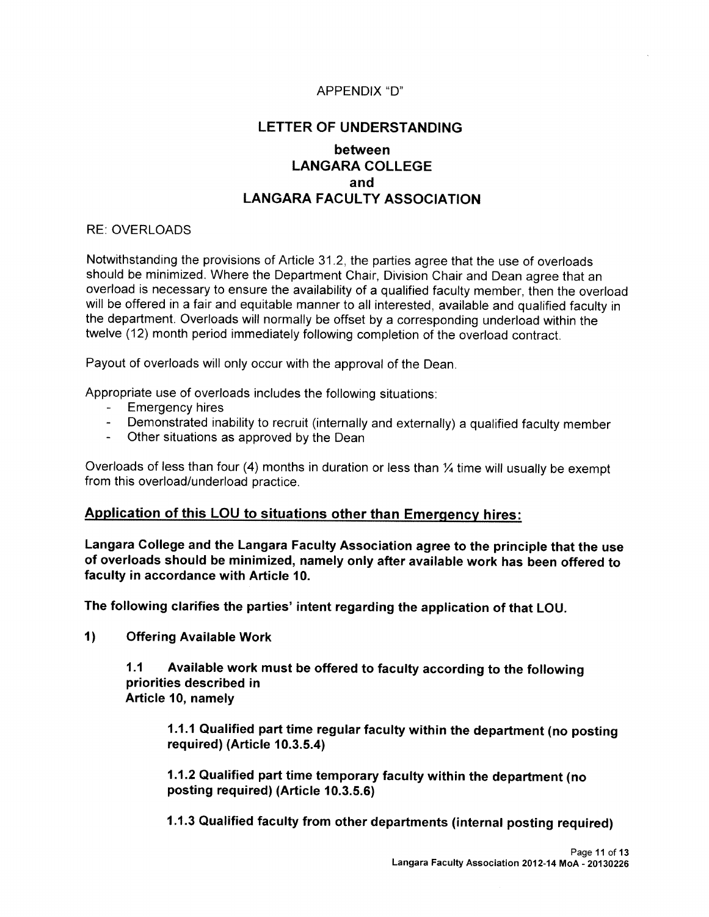APPENDIX "D"

# LETTER OF UNDERSTANDING

## between
## LANGARA COLLEGE
## and
## LANGARA FACULTY ASSOCIATION

RE: OVERLOADS

Notwithstanding the provisions of Article 31.2, the parties agree that the use of overloads should be minimized. Where the Department Chair, Division Chair and Dean agree that an overload is necessary to ensure the availability of a qualified faculty member, then the overload will be offered in a fair and equitable manner to all interested, available and qualified faculty in the department. Overloads will normally be offset by a corresponding underload within the twelve (12) month period immediately following completion of the overload contract.

Payout of overloads will only occur with the approval of the Dean.

Appropriate use of overloads includes the following situations:

- Emergency hires
- Demonstrated inability to recruit (internally and externally) a qualified faculty member
- Other situations as approved by the Dean

Overloads of less than four (4) months in duration or less than ¼ time will usually be exempt from this overload/underload practice.

## Application of this LOU to situations other than Emergency hires:

**Langara College and the Langara Faculty Association agree to the principle that the use of overloads should be minimized, namely only after available work has been offered to faculty in accordance with Article 10.**

**The following clarifies the parties' intent regarding the application of that LOU.**

**1) Offering Available Work**

**1.1 Available work must be offered to faculty according to the following priorities described in Article 10, namely**

**1.1.1 Qualified part time regular faculty within the department (no posting required) (Article 10.3.5.4)**

**1.1.2 Qualified part time temporary faculty within the department (no posting required) (Article 10.3.5.6)**

**1.1.3 Qualified faculty from other departments (internal posting required)**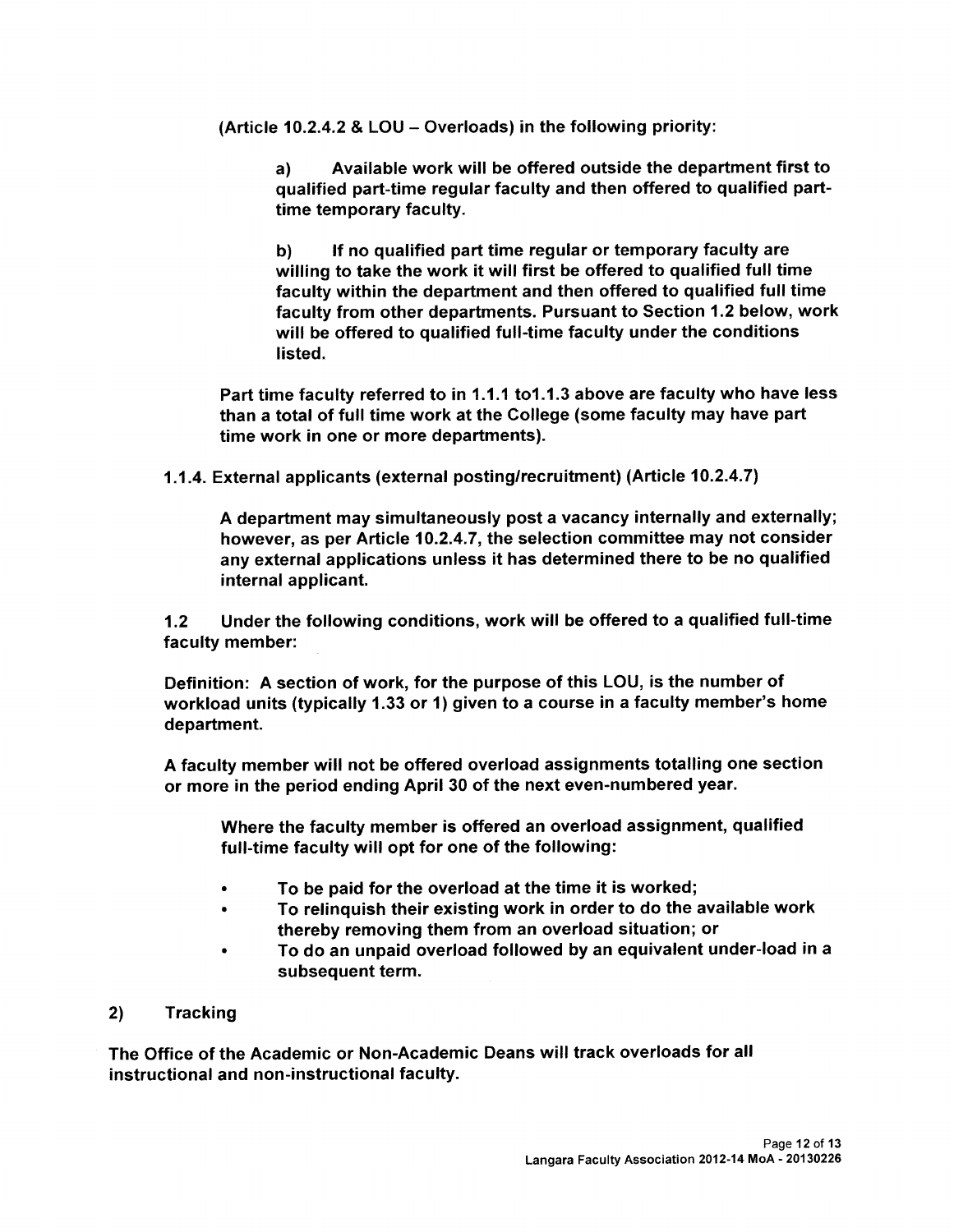(Article 10.2.4.2 & LOU – Overloads) in the following priority:

> a) Available work will be offered outside the department first to qualified part-time regular faculty and then offered to qualified part-time temporary faculty.
>
> b) If no qualified part time regular or temporary faculty are willing to take the work it will first be offered to qualified full time faculty within the department and then offered to qualified full time faculty from other departments. Pursuant to Section 1.2 below, work will be offered to qualified full-time faculty under the conditions listed.

Part time faculty referred to in 1.1.1 to1.1.3 above are faculty who have less than a total of full time work at the College (some faculty may have part time work in one or more departments).

1.1.4. External applicants (external posting/recruitment) (Article 10.2.4.7)

> A department may simultaneously post a vacancy internally and externally; however, as per Article 10.2.4.7, the selection committee may not consider any external applications unless it has determined there to be no qualified internal applicant.

1.2 Under the following conditions, work will be offered to a qualified full-time faculty member:

Definition: A section of work, for the purpose of this LOU, is the number of workload units (typically 1.33 or 1) given to a course in a faculty member's home department.

A faculty member will not be offered overload assignments totalling one section or more in the period ending April 30 of the next even-numbered year.

> Where the faculty member is offered an overload assignment, qualified full-time faculty will opt for one of the following:
>
> - To be paid for the overload at the time it is worked;
> - To relinquish their existing work in order to do the available work thereby removing them from an overload situation; or
> - To do an unpaid overload followed by an equivalent under-load in a subsequent term.

2) Tracking

The Office of the Academic or Non-Academic Deans will track overloads for all instructional and non-instructional faculty.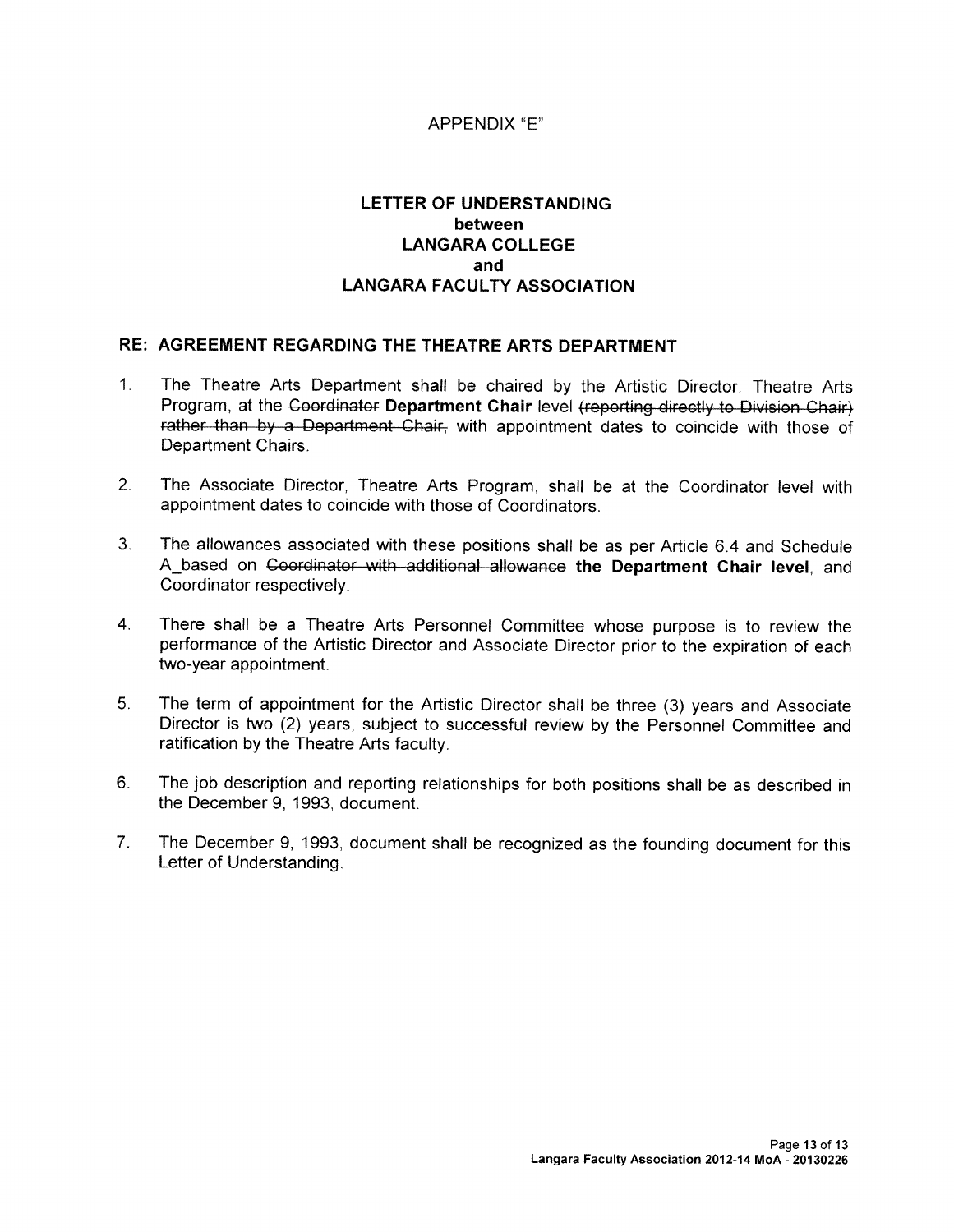APPENDIX "E"

## LETTER OF UNDERSTANDING
## between
## LANGARA COLLEGE
## and
## LANGARA FACULTY ASSOCIATION

### RE: AGREEMENT REGARDING THE THEATRE ARTS DEPARTMENT

1. The Theatre Arts Department shall be chaired by the Artistic Director, Theatre Arts Program, at the ~~Coordinator~~ **Department Chair** level ~~(reporting directly to Division Chair) rather than by a Department Chair,~~ with appointment dates to coincide with those of Department Chairs.

2. The Associate Director, Theatre Arts Program, shall be at the Coordinator level with appointment dates to coincide with those of Coordinators.

3. The allowances associated with these positions shall be as per Article 6.4 and Schedule A_based on ~~Coordinator with additional allowance~~ **the Department Chair level**, and Coordinator respectively.

4. There shall be a Theatre Arts Personnel Committee whose purpose is to review the performance of the Artistic Director and Associate Director prior to the expiration of each two-year appointment.

5. The term of appointment for the Artistic Director shall be three (3) years and Associate Director is two (2) years, subject to successful review by the Personnel Committee and ratification by the Theatre Arts faculty.

6. The job description and reporting relationships for both positions shall be as described in the December 9, 1993, document.

7. The December 9, 1993, document shall be recognized as the founding document for this Letter of Understanding.